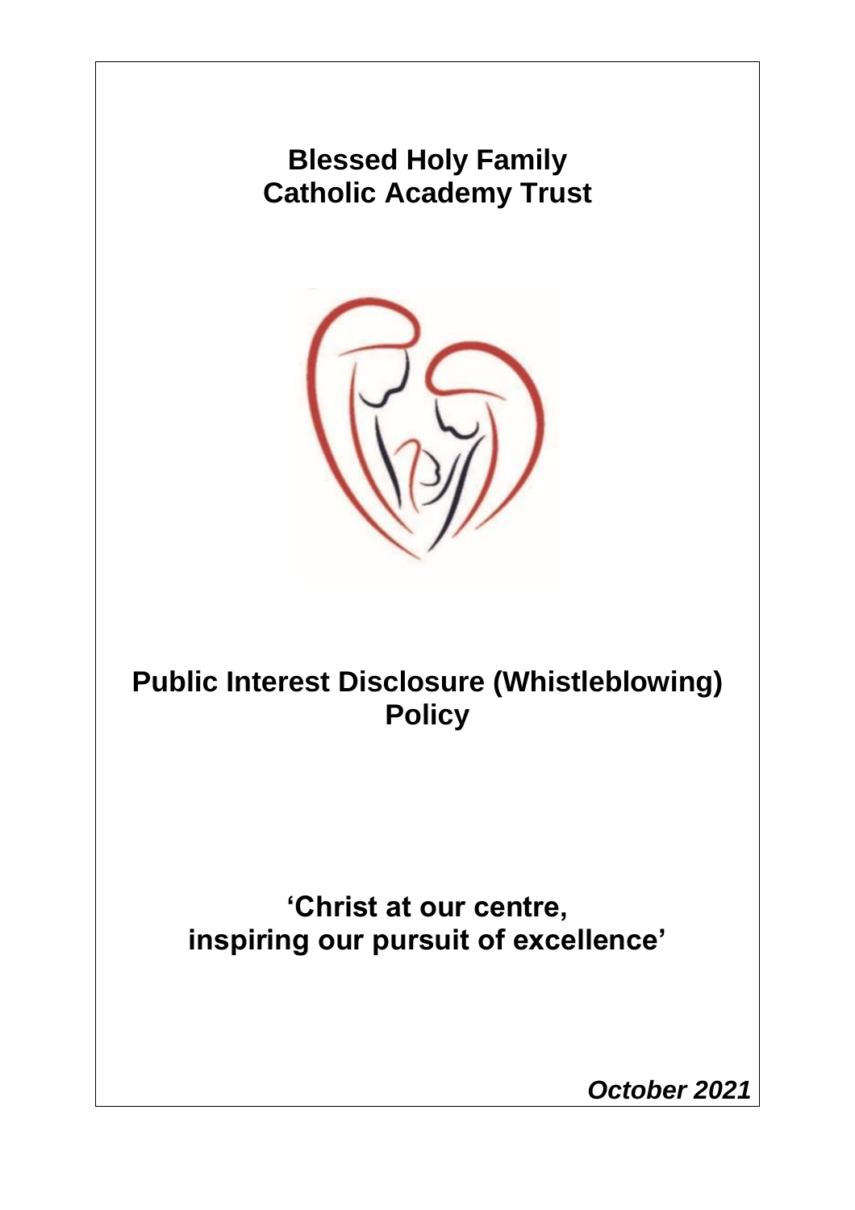# Blessed Holy Family Catholic Academy Trust

# Public Interest Disclosure (Whistleblowing) Policy

## 'Christ at our centre, inspiring our pursuit of excellence'

***October 2021***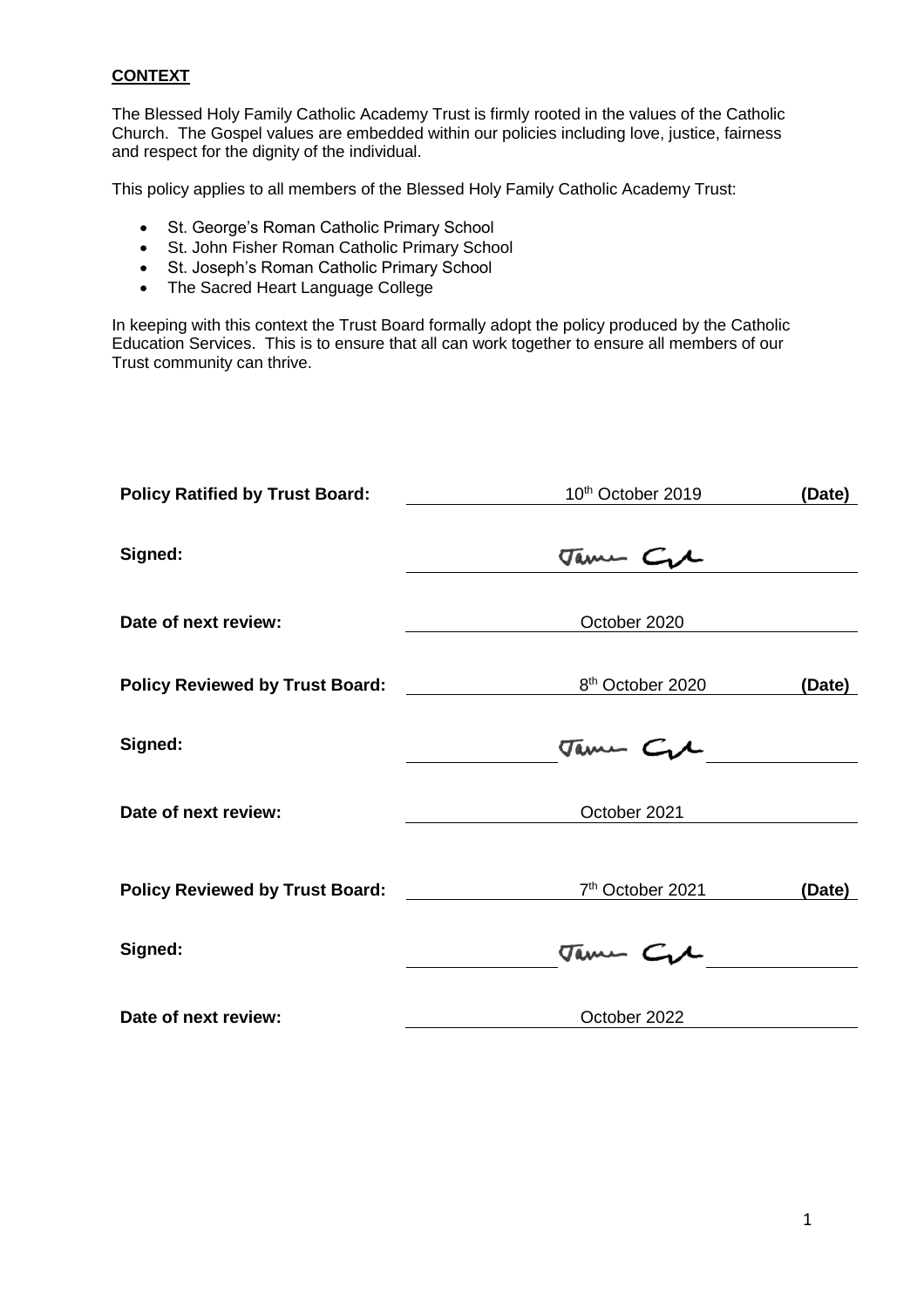**CONTEXT**

The Blessed Holy Family Catholic Academy Trust is firmly rooted in the values of the Catholic Church. The Gospel values are embedded within our policies including love, justice, fairness and respect for the dignity of the individual.

This policy applies to all members of the Blessed Holy Family Catholic Academy Trust:

- St. George's Roman Catholic Primary School
- St. John Fisher Roman Catholic Primary School
- St. Joseph's Roman Catholic Primary School
- The Sacred Heart Language College

In keeping with this context the Trust Board formally adopt the policy produced by the Catholic Education Services. This is to ensure that all can work together to ensure all members of our Trust community can thrive.

**Policy Ratified by Trust Board:** 10th October 2019 **(Date)**

**Signed:** James Cole

**Date of next review:** October 2020

**Policy Reviewed by Trust Board:** 8th October 2020 **(Date)**

**Signed:** James Cole

**Date of next review:** October 2021

**Policy Reviewed by Trust Board:** 7th October 2021 **(Date)**

**Signed:** James Cole

**Date of next review:** October 2022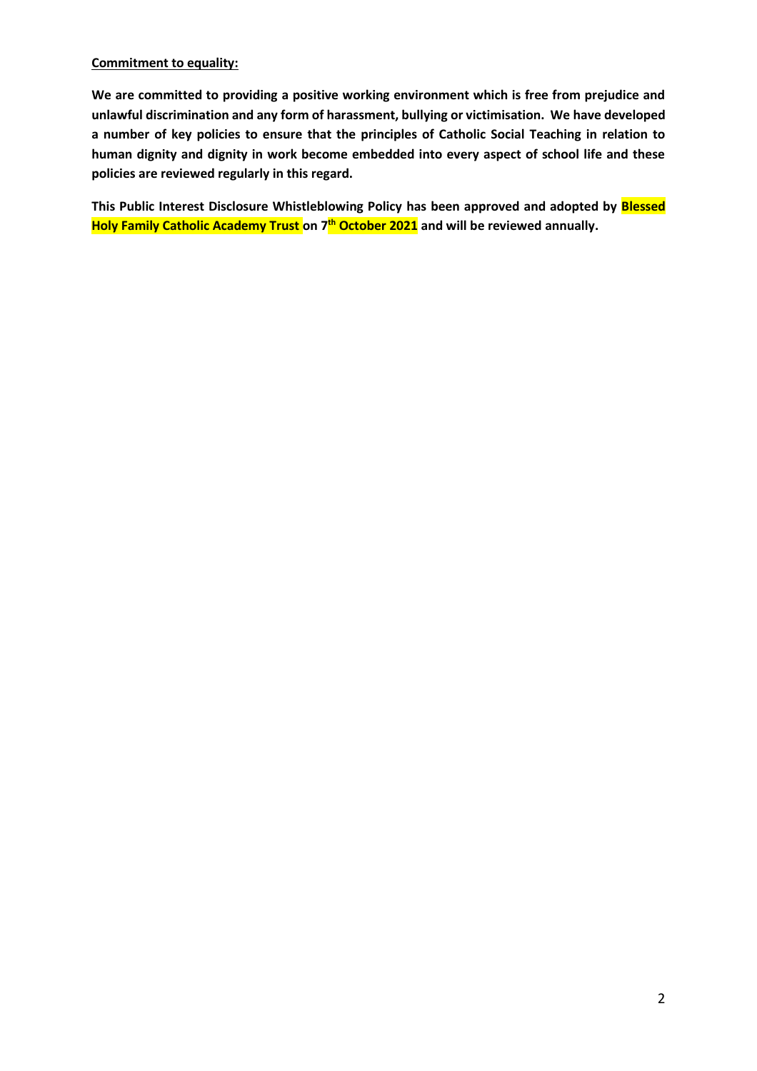**Commitment to equality:**

**We are committed to providing a positive working environment which is free from prejudice and unlawful discrimination and any form of harassment, bullying or victimisation. We have developed a number of key policies to ensure that the principles of Catholic Social Teaching in relation to human dignity and dignity in work become embedded into every aspect of school life and these policies are reviewed regularly in this regard.**

**This Public Interest Disclosure Whistleblowing Policy has been approved and adopted by Blessed Holy Family Catholic Academy Trust on 7th October 2021 and will be reviewed annually.**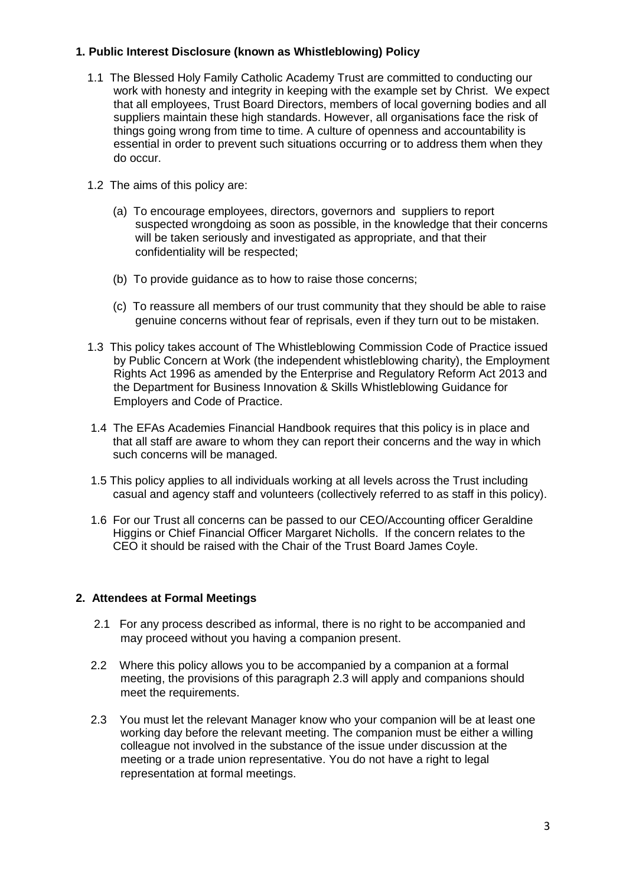## 1. Public Interest Disclosure (known as Whistleblowing) Policy

1.1 The Blessed Holy Family Catholic Academy Trust are committed to conducting our work with honesty and integrity in keeping with the example set by Christ. We expect that all employees, Trust Board Directors, members of local governing bodies and all suppliers maintain these high standards. However, all organisations face the risk of things going wrong from time to time. A culture of openness and accountability is essential in order to prevent such situations occurring or to address them when they do occur.

1.2 The aims of this policy are:

(a) To encourage employees, directors, governors and suppliers to report suspected wrongdoing as soon as possible, in the knowledge that their concerns will be taken seriously and investigated as appropriate, and that their confidentiality will be respected;

(b) To provide guidance as to how to raise those concerns;

(c) To reassure all members of our trust community that they should be able to raise genuine concerns without fear of reprisals, even if they turn out to be mistaken.

1.3 This policy takes account of The Whistleblowing Commission Code of Practice issued by Public Concern at Work (the independent whistleblowing charity), the Employment Rights Act 1996 as amended by the Enterprise and Regulatory Reform Act 2013 and the Department for Business Innovation & Skills Whistleblowing Guidance for Employers and Code of Practice.

1.4 The EFAs Academies Financial Handbook requires that this policy is in place and that all staff are aware to whom they can report their concerns and the way in which such concerns will be managed.

1.5 This policy applies to all individuals working at all levels across the Trust including casual and agency staff and volunteers (collectively referred to as staff in this policy).

1.6 For our Trust all concerns can be passed to our CEO/Accounting officer Geraldine Higgins or Chief Financial Officer Margaret Nicholls. If the concern relates to the CEO it should be raised with the Chair of the Trust Board James Coyle.

## 2. Attendees at Formal Meetings

2.1 For any process described as informal, there is no right to be accompanied and may proceed without you having a companion present.

2.2 Where this policy allows you to be accompanied by a companion at a formal meeting, the provisions of this paragraph 2.3 will apply and companions should meet the requirements.

2.3 You must let the relevant Manager know who your companion will be at least one working day before the relevant meeting. The companion must be either a willing colleague not involved in the substance of the issue under discussion at the meeting or a trade union representative. You do not have a right to legal representation at formal meetings.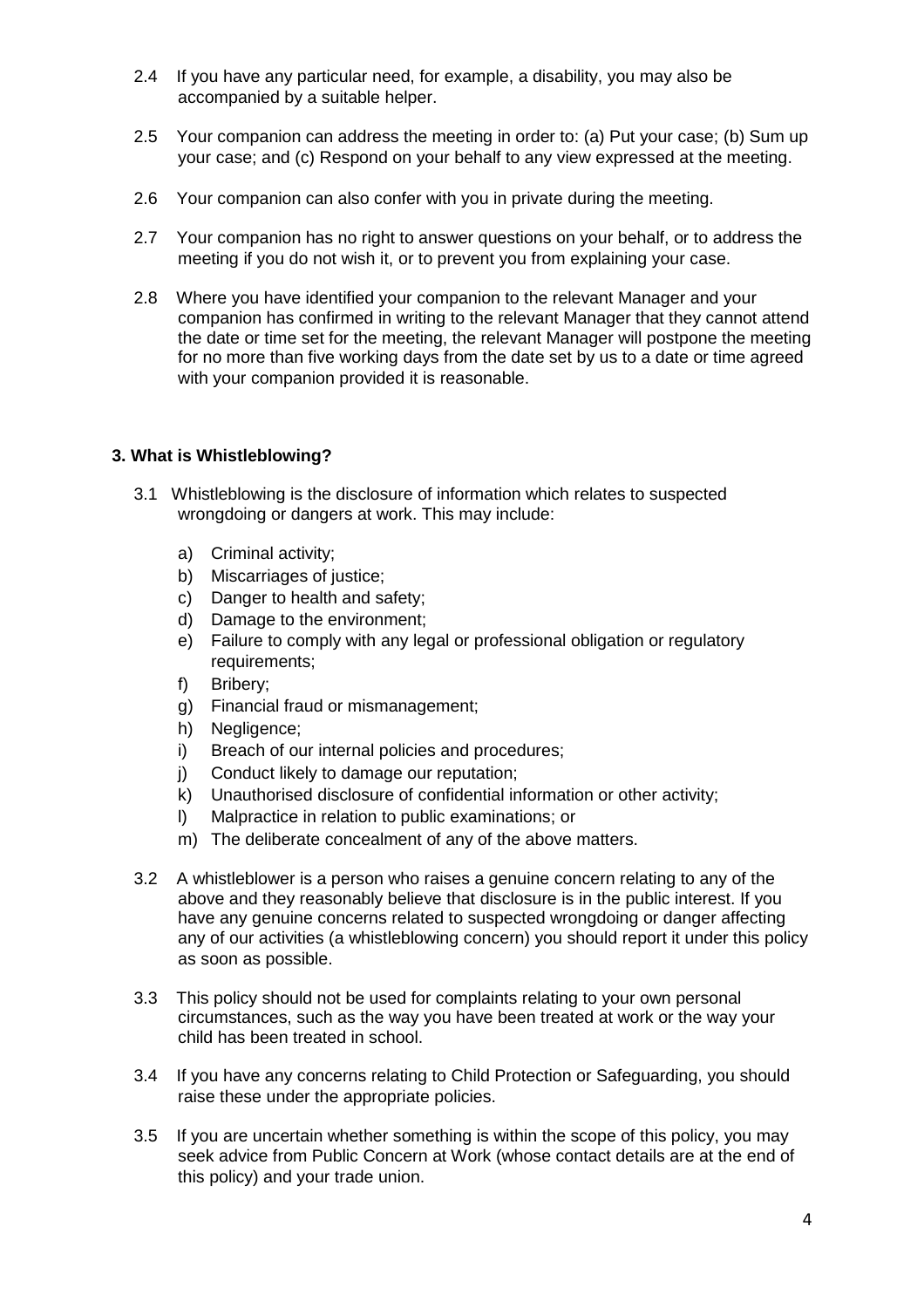2.4 If you have any particular need, for example, a disability, you may also be accompanied by a suitable helper.

2.5 Your companion can address the meeting in order to: (a) Put your case; (b) Sum up your case; and (c) Respond on your behalf to any view expressed at the meeting.

2.6 Your companion can also confer with you in private during the meeting.

2.7 Your companion has no right to answer questions on your behalf, or to address the meeting if you do not wish it, or to prevent you from explaining your case.

2.8 Where you have identified your companion to the relevant Manager and your companion has confirmed in writing to the relevant Manager that they cannot attend the date or time set for the meeting, the relevant Manager will postpone the meeting for no more than five working days from the date set by us to a date or time agreed with your companion provided it is reasonable.

## 3. What is Whistleblowing?

3.1 Whistleblowing is the disclosure of information which relates to suspected wrongdoing or dangers at work. This may include:

a) Criminal activity;
b) Miscarriages of justice;
c) Danger to health and safety;
d) Damage to the environment;
e) Failure to comply with any legal or professional obligation or regulatory requirements;
f) Bribery;
g) Financial fraud or mismanagement;
h) Negligence;
i) Breach of our internal policies and procedures;
j) Conduct likely to damage our reputation;
k) Unauthorised disclosure of confidential information or other activity;
l) Malpractice in relation to public examinations; or
m) The deliberate concealment of any of the above matters.

3.2 A whistleblower is a person who raises a genuine concern relating to any of the above and they reasonably believe that disclosure is in the public interest. If you have any genuine concerns related to suspected wrongdoing or danger affecting any of our activities (a whistleblowing concern) you should report it under this policy as soon as possible.

3.3 This policy should not be used for complaints relating to your own personal circumstances, such as the way you have been treated at work or the way your child has been treated in school.

3.4 If you have any concerns relating to Child Protection or Safeguarding, you should raise these under the appropriate policies.

3.5 If you are uncertain whether something is within the scope of this policy, you may seek advice from Public Concern at Work (whose contact details are at the end of this policy) and your trade union.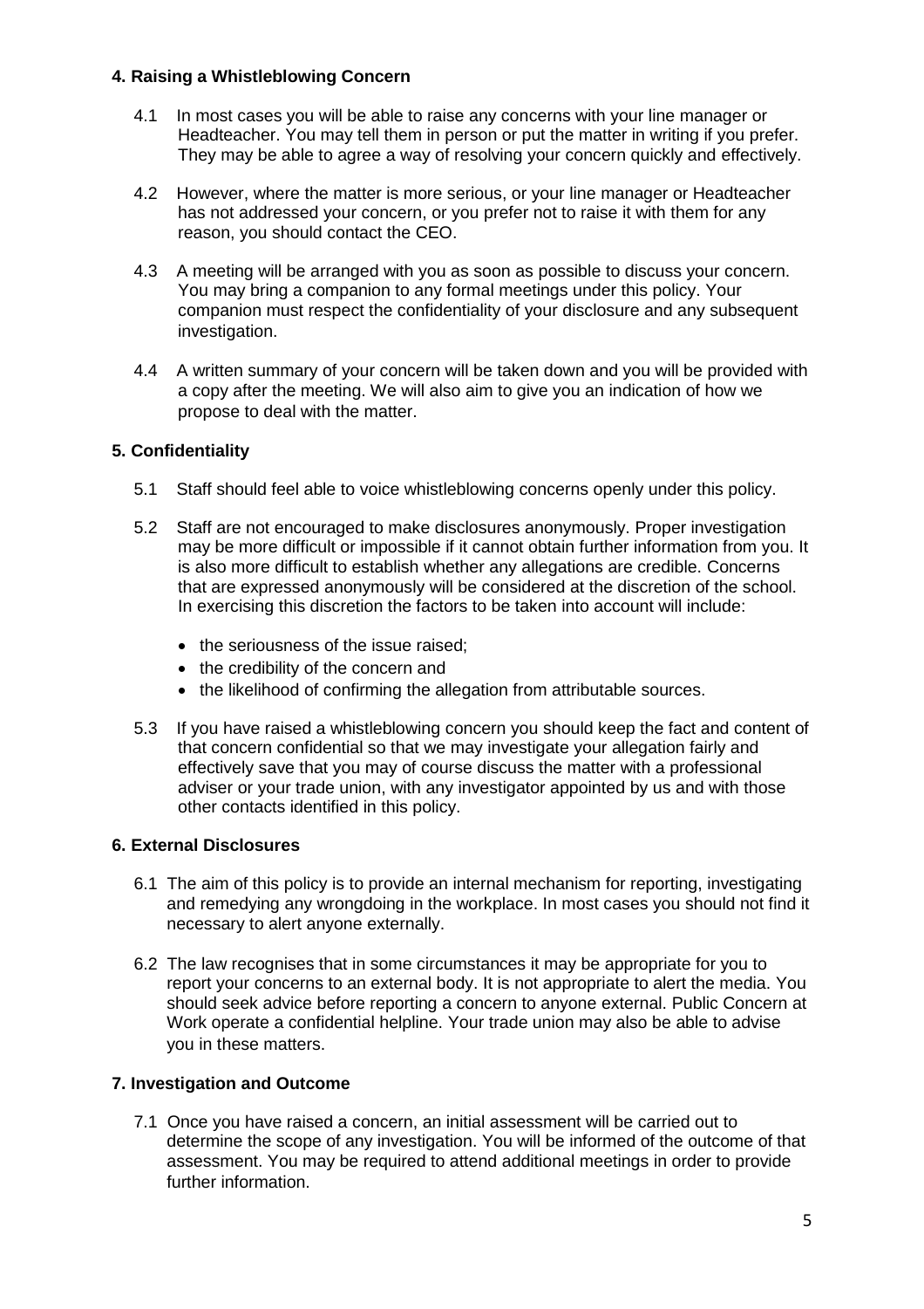## 4. Raising a Whistleblowing Concern

4.1 In most cases you will be able to raise any concerns with your line manager or Headteacher. You may tell them in person or put the matter in writing if you prefer. They may be able to agree a way of resolving your concern quickly and effectively.

4.2 However, where the matter is more serious, or your line manager or Headteacher has not addressed your concern, or you prefer not to raise it with them for any reason, you should contact the CEO.

4.3 A meeting will be arranged with you as soon as possible to discuss your concern. You may bring a companion to any formal meetings under this policy. Your companion must respect the confidentiality of your disclosure and any subsequent investigation.

4.4 A written summary of your concern will be taken down and you will be provided with a copy after the meeting. We will also aim to give you an indication of how we propose to deal with the matter.

## 5. Confidentiality

5.1 Staff should feel able to voice whistleblowing concerns openly under this policy.

5.2 Staff are not encouraged to make disclosures anonymously. Proper investigation may be more difficult or impossible if it cannot obtain further information from you. It is also more difficult to establish whether any allegations are credible. Concerns that are expressed anonymously will be considered at the discretion of the school. In exercising this discretion the factors to be taken into account will include:

- the seriousness of the issue raised;
- the credibility of the concern and
- the likelihood of confirming the allegation from attributable sources.

5.3 If you have raised a whistleblowing concern you should keep the fact and content of that concern confidential so that we may investigate your allegation fairly and effectively save that you may of course discuss the matter with a professional adviser or your trade union, with any investigator appointed by us and with those other contacts identified in this policy.

## 6. External Disclosures

6.1 The aim of this policy is to provide an internal mechanism for reporting, investigating and remedying any wrongdoing in the workplace. In most cases you should not find it necessary to alert anyone externally.

6.2 The law recognises that in some circumstances it may be appropriate for you to report your concerns to an external body. It is not appropriate to alert the media. You should seek advice before reporting a concern to anyone external. Public Concern at Work operate a confidential helpline. Your trade union may also be able to advise you in these matters.

## 7. Investigation and Outcome

7.1 Once you have raised a concern, an initial assessment will be carried out to determine the scope of any investigation. You will be informed of the outcome of that assessment. You may be required to attend additional meetings in order to provide further information.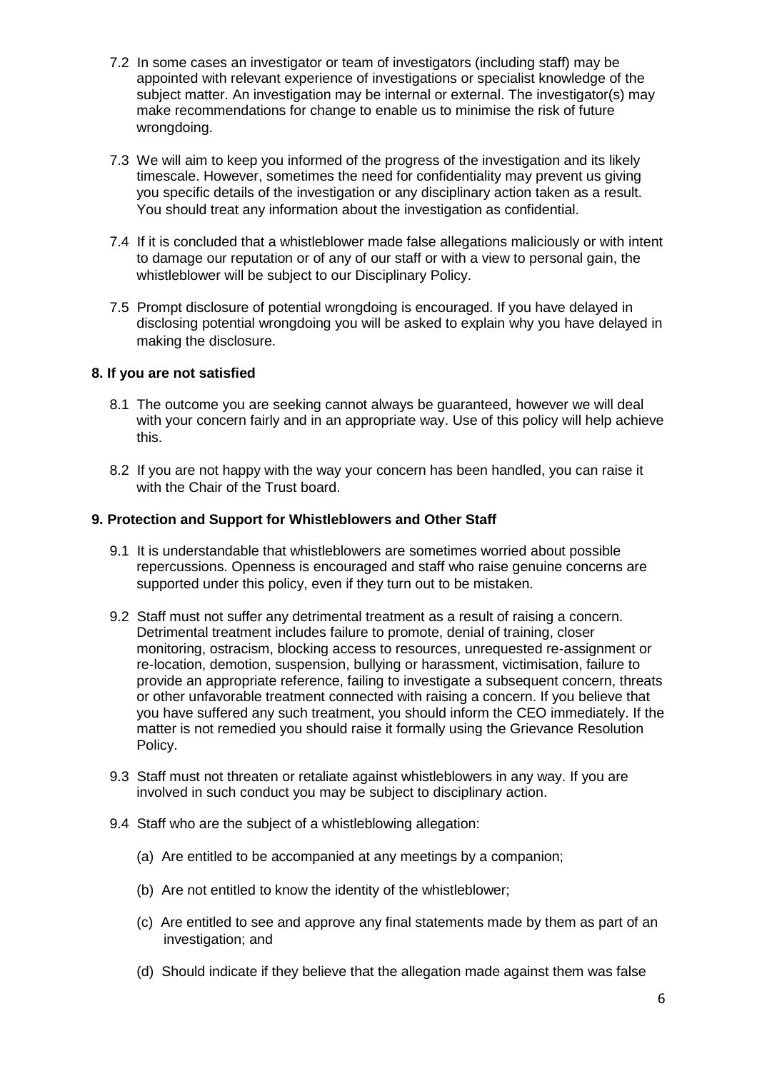7.2 In some cases an investigator or team of investigators (including staff) may be appointed with relevant experience of investigations or specialist knowledge of the subject matter. An investigation may be internal or external. The investigator(s) may make recommendations for change to enable us to minimise the risk of future wrongdoing.

7.3 We will aim to keep you informed of the progress of the investigation and its likely timescale. However, sometimes the need for confidentiality may prevent us giving you specific details of the investigation or any disciplinary action taken as a result. You should treat any information about the investigation as confidential.

7.4 If it is concluded that a whistleblower made false allegations maliciously or with intent to damage our reputation or of any of our staff or with a view to personal gain, the whistleblower will be subject to our Disciplinary Policy.

7.5 Prompt disclosure of potential wrongdoing is encouraged. If you have delayed in disclosing potential wrongdoing you will be asked to explain why you have delayed in making the disclosure.

## 8. If you are not satisfied

8.1 The outcome you are seeking cannot always be guaranteed, however we will deal with your concern fairly and in an appropriate way. Use of this policy will help achieve this.

8.2 If you are not happy with the way your concern has been handled, you can raise it with the Chair of the Trust board.

## 9. Protection and Support for Whistleblowers and Other Staff

9.1 It is understandable that whistleblowers are sometimes worried about possible repercussions. Openness is encouraged and staff who raise genuine concerns are supported under this policy, even if they turn out to be mistaken.

9.2 Staff must not suffer any detrimental treatment as a result of raising a concern. Detrimental treatment includes failure to promote, denial of training, closer monitoring, ostracism, blocking access to resources, unrequested re-assignment or re-location, demotion, suspension, bullying or harassment, victimisation, failure to provide an appropriate reference, failing to investigate a subsequent concern, threats or other unfavorable treatment connected with raising a concern. If you believe that you have suffered any such treatment, you should inform the CEO immediately. If the matter is not remedied you should raise it formally using the Grievance Resolution Policy.

9.3 Staff must not threaten or retaliate against whistleblowers in any way. If you are involved in such conduct you may be subject to disciplinary action.

9.4 Staff who are the subject of a whistleblowing allegation:

(a) Are entitled to be accompanied at any meetings by a companion;

(b) Are not entitled to know the identity of the whistleblower;

(c) Are entitled to see and approve any final statements made by them as part of an investigation; and

(d) Should indicate if they believe that the allegation made against them was false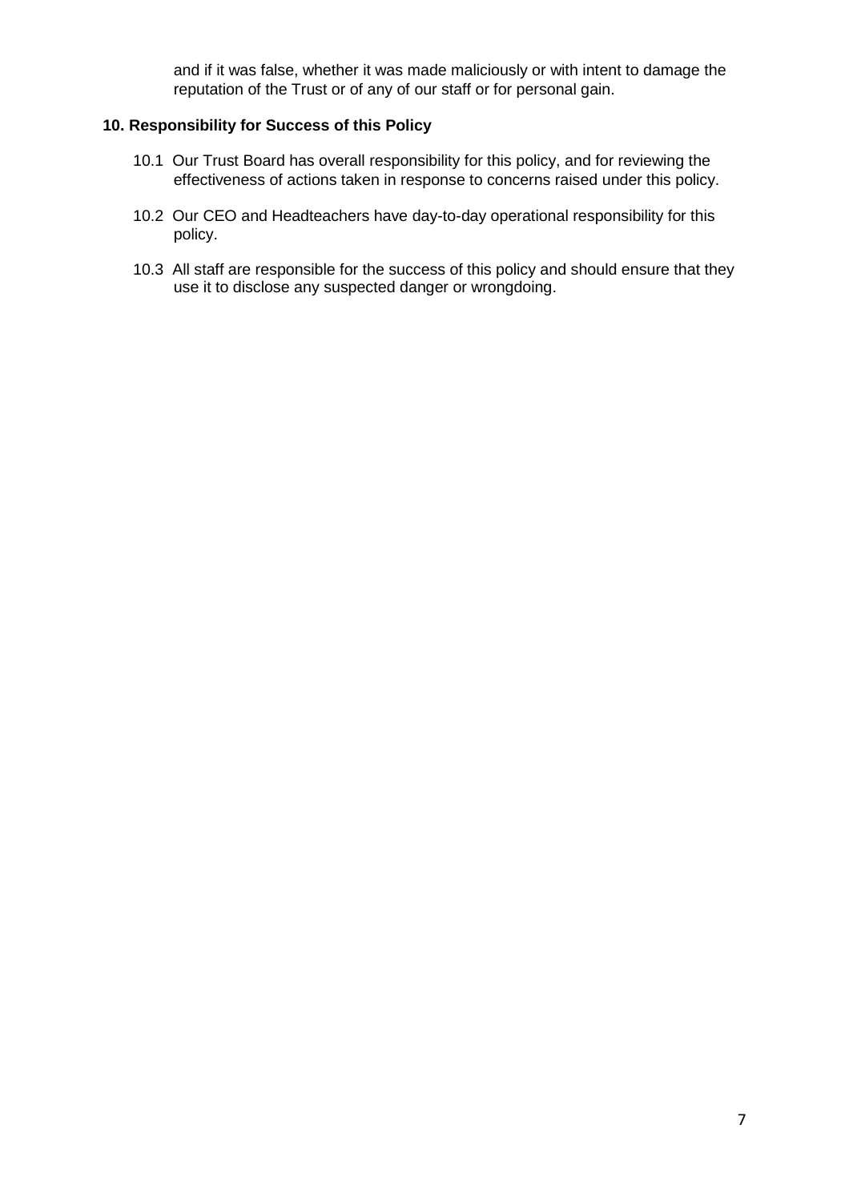and if it was false, whether it was made maliciously or with intent to damage the reputation of the Trust or of any of our staff or for personal gain.

## 10. Responsibility for Success of this Policy

10.1 Our Trust Board has overall responsibility for this policy, and for reviewing the effectiveness of actions taken in response to concerns raised under this policy.

10.2 Our CEO and Headteachers have day-to-day operational responsibility for this policy.

10.3 All staff are responsible for the success of this policy and should ensure that they use it to disclose any suspected danger or wrongdoing.